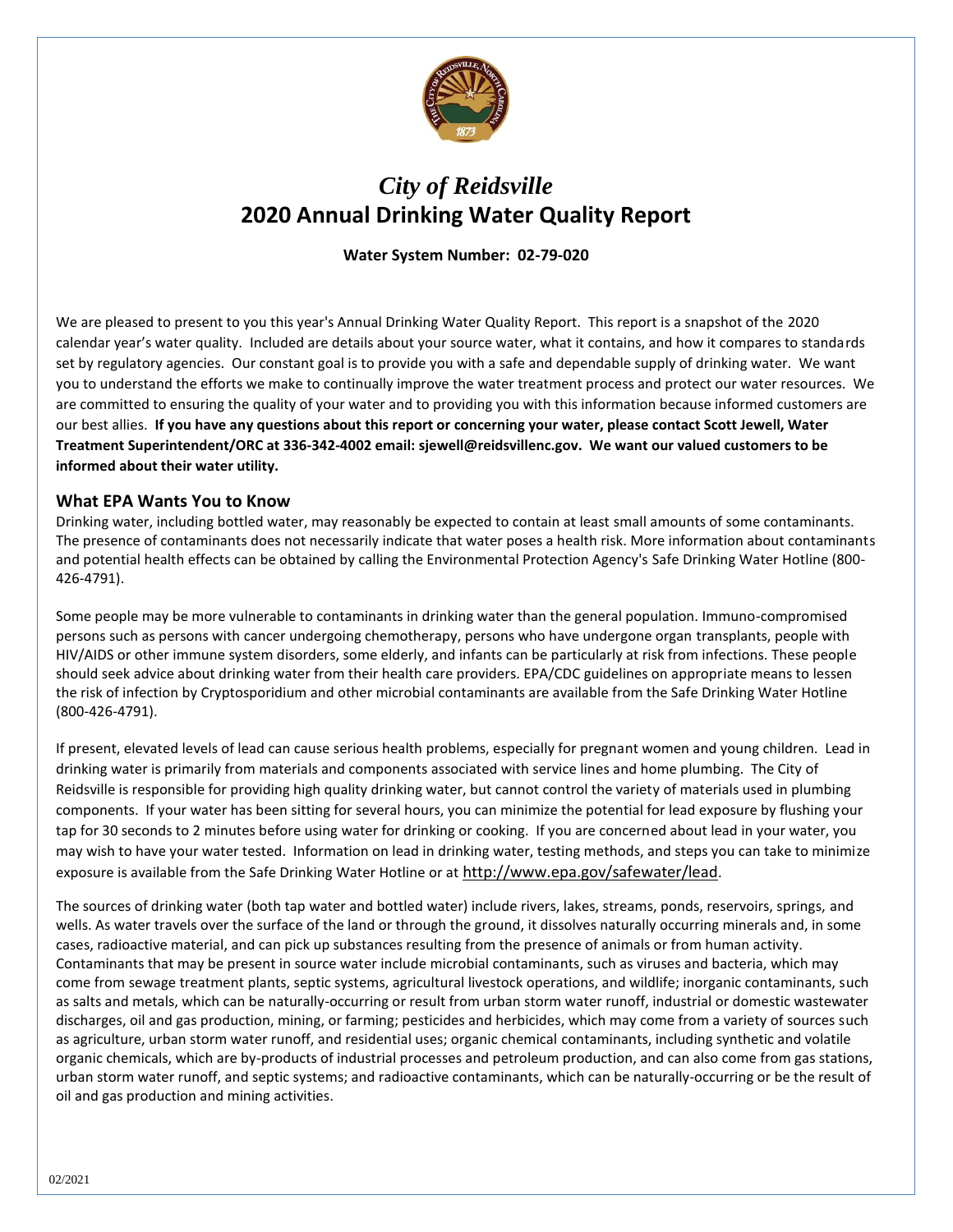# *City of Reidsville*
# 2020 Annual Drinking Water Quality Report

**Water System Number: 02-79-020**

We are pleased to present to you this year's Annual Drinking Water Quality Report. This report is a snapshot of the 2020 calendar year's water quality. Included are details about your source water, what it contains, and how it compares to standards set by regulatory agencies. Our constant goal is to provide you with a safe and dependable supply of drinking water. We want you to understand the efforts we make to continually improve the water treatment process and protect our water resources. We are committed to ensuring the quality of your water and to providing you with this information because informed customers are our best allies. **If you have any questions about this report or concerning your water, please contact Scott Jewell, Water Treatment Superintendent/ORC at 336-342-4002 email: sjewell@reidsvillenc.gov. We want our valued customers to be informed about their water utility.**

## What EPA Wants You to Know

Drinking water, including bottled water, may reasonably be expected to contain at least small amounts of some contaminants. The presence of contaminants does not necessarily indicate that water poses a health risk. More information about contaminants and potential health effects can be obtained by calling the Environmental Protection Agency's Safe Drinking Water Hotline (800-426-4791).

Some people may be more vulnerable to contaminants in drinking water than the general population. Immuno-compromised persons such as persons with cancer undergoing chemotherapy, persons who have undergone organ transplants, people with HIV/AIDS or other immune system disorders, some elderly, and infants can be particularly at risk from infections. These people should seek advice about drinking water from their health care providers. EPA/CDC guidelines on appropriate means to lessen the risk of infection by Cryptosporidium and other microbial contaminants are available from the Safe Drinking Water Hotline (800-426-4791).

If present, elevated levels of lead can cause serious health problems, especially for pregnant women and young children. Lead in drinking water is primarily from materials and components associated with service lines and home plumbing. The City of Reidsville is responsible for providing high quality drinking water, but cannot control the variety of materials used in plumbing components. If your water has been sitting for several hours, you can minimize the potential for lead exposure by flushing your tap for 30 seconds to 2 minutes before using water for drinking or cooking. If you are concerned about lead in your water, you may wish to have your water tested. Information on lead in drinking water, testing methods, and steps you can take to minimize exposure is available from the Safe Drinking Water Hotline or at http://www.epa.gov/safewater/lead.

The sources of drinking water (both tap water and bottled water) include rivers, lakes, streams, ponds, reservoirs, springs, and wells. As water travels over the surface of the land or through the ground, it dissolves naturally occurring minerals and, in some cases, radioactive material, and can pick up substances resulting from the presence of animals or from human activity. Contaminants that may be present in source water include microbial contaminants, such as viruses and bacteria, which may come from sewage treatment plants, septic systems, agricultural livestock operations, and wildlife; inorganic contaminants, such as salts and metals, which can be naturally-occurring or result from urban storm water runoff, industrial or domestic wastewater discharges, oil and gas production, mining, or farming; pesticides and herbicides, which may come from a variety of sources such as agriculture, urban storm water runoff, and residential uses; organic chemical contaminants, including synthetic and volatile organic chemicals, which are by-products of industrial processes and petroleum production, and can also come from gas stations, urban storm water runoff, and septic systems; and radioactive contaminants, which can be naturally-occurring or be the result of oil and gas production and mining activities.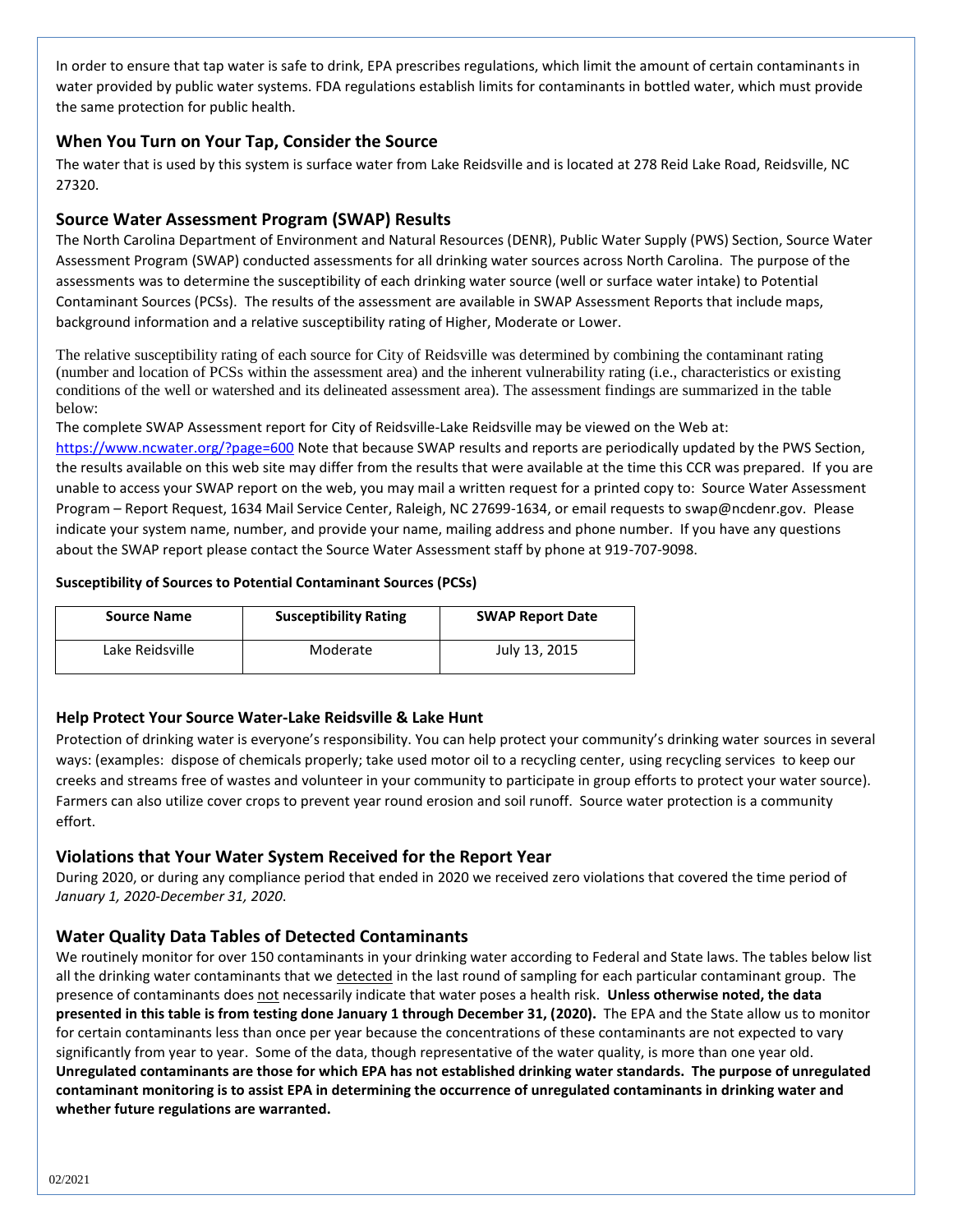In order to ensure that tap water is safe to drink, EPA prescribes regulations, which limit the amount of certain contaminants in water provided by public water systems. FDA regulations establish limits for contaminants in bottled water, which must provide the same protection for public health.

## When You Turn on Your Tap, Consider the Source

The water that is used by this system is surface water from Lake Reidsville and is located at 278 Reid Lake Road, Reidsville, NC 27320.

## Source Water Assessment Program (SWAP) Results

The North Carolina Department of Environment and Natural Resources (DENR), Public Water Supply (PWS) Section, Source Water Assessment Program (SWAP) conducted assessments for all drinking water sources across North Carolina. The purpose of the assessments was to determine the susceptibility of each drinking water source (well or surface water intake) to Potential Contaminant Sources (PCSs). The results of the assessment are available in SWAP Assessment Reports that include maps, background information and a relative susceptibility rating of Higher, Moderate or Lower.

The relative susceptibility rating of each source for City of Reidsville was determined by combining the contaminant rating (number and location of PCSs within the assessment area) and the inherent vulnerability rating (i.e., characteristics or existing conditions of the well or watershed and its delineated assessment area). The assessment findings are summarized in the table below:

The complete SWAP Assessment report for City of Reidsville-Lake Reidsville may be viewed on the Web at: https://www.ncwater.org/?page=600 Note that because SWAP results and reports are periodically updated by the PWS Section, the results available on this web site may differ from the results that were available at the time this CCR was prepared. If you are unable to access your SWAP report on the web, you may mail a written request for a printed copy to: Source Water Assessment Program – Report Request, 1634 Mail Service Center, Raleigh, NC 27699-1634, or email requests to swap@ncdenr.gov. Please indicate your system name, number, and provide your name, mailing address and phone number. If you have any questions about the SWAP report please contact the Source Water Assessment staff by phone at 919-707-9098.

**Susceptibility of Sources to Potential Contaminant Sources (PCSs)**

| Source Name | Susceptibility Rating | SWAP Report Date |
| --- | --- | --- |
| Lake Reidsville | Moderate | July 13, 2015 |

### Help Protect Your Source Water-Lake Reidsville & Lake Hunt

Protection of drinking water is everyone's responsibility. You can help protect your community's drinking water sources in several ways: (examples: dispose of chemicals properly; take used motor oil to a recycling center, using recycling services to keep our creeks and streams free of wastes and volunteer in your community to participate in group efforts to protect your water source). Farmers can also utilize cover crops to prevent year round erosion and soil runoff. Source water protection is a community effort.

## Violations that Your Water System Received for the Report Year

During 2020, or during any compliance period that ended in 2020 we received zero violations that covered the time period of *January 1, 2020-December 31, 2020*.

## Water Quality Data Tables of Detected Contaminants

We routinely monitor for over 150 contaminants in your drinking water according to Federal and State laws. The tables below list all the drinking water contaminants that we detected in the last round of sampling for each particular contaminant group. The presence of contaminants does not necessarily indicate that water poses a health risk. **Unless otherwise noted, the data presented in this table is from testing done January 1 through December 31, (2020).** The EPA and the State allow us to monitor for certain contaminants less than once per year because the concentrations of these contaminants are not expected to vary significantly from year to year. Some of the data, though representative of the water quality, is more than one year old. **Unregulated contaminants are those for which EPA has not established drinking water standards. The purpose of unregulated contaminant monitoring is to assist EPA in determining the occurrence of unregulated contaminants in drinking water and whether future regulations are warranted.**

02/2021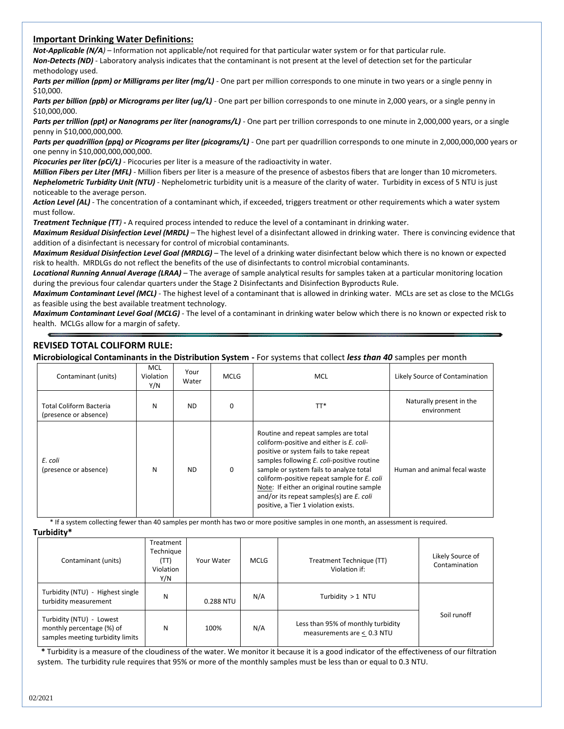## Important Drinking Water Definitions:

***Not-Applicable (N/A)*** – Information not applicable/not required for that particular water system or for that particular rule.

***Non-Detects (ND)*** - Laboratory analysis indicates that the contaminant is not present at the level of detection set for the particular methodology used.

***Parts per million (ppm) or Milligrams per liter (mg/L)*** - One part per million corresponds to one minute in two years or a single penny in $10,000.

***Parts per billion (ppb) or Micrograms per liter (ug/L)*** - One part per billion corresponds to one minute in 2,000 years, or a single penny in $10,000,000.

***Parts per trillion (ppt) or Nanograms per liter (nanograms/L)*** - One part per trillion corresponds to one minute in 2,000,000 years, or a single penny in $10,000,000,000.

***Parts per quadrillion (ppq) or Picograms per liter (picograms/L)*** - One part per quadrillion corresponds to one minute in 2,000,000,000 years or one penny in $10,000,000,000,000.

***Picocuries per liter (pCi/L)*** - Picocuries per liter is a measure of the radioactivity in water.

***Million Fibers per Liter (MFL)*** - Million fibers per liter is a measure of the presence of asbestos fibers that are longer than 10 micrometers.

***Nephelometric Turbidity Unit (NTU)*** - Nephelometric turbidity unit is a measure of the clarity of water. Turbidity in excess of 5 NTU is just noticeable to the average person.

***Action Level (AL)*** - The concentration of a contaminant which, if exceeded, triggers treatment or other requirements which a water system must follow.

***Treatment Technique (TT)*** - A required process intended to reduce the level of a contaminant in drinking water.

***Maximum Residual Disinfection Level (MRDL)*** – The highest level of a disinfectant allowed in drinking water. There is convincing evidence that addition of a disinfectant is necessary for control of microbial contaminants.

***Maximum Residual Disinfection Level Goal (MRDLG)*** – The level of a drinking water disinfectant below which there is no known or expected risk to health. MRDLGs do not reflect the benefits of the use of disinfectants to control microbial contaminants.

***Locational Running Annual Average (LRAA)*** – The average of sample analytical results for samples taken at a particular monitoring location during the previous four calendar quarters under the Stage 2 Disinfectants and Disinfection Byproducts Rule.

***Maximum Contaminant Level (MCL)*** - The highest level of a contaminant that is allowed in drinking water. MCLs are set as close to the MCLGs as feasible using the best available treatment technology.

***Maximum Contaminant Level Goal (MCLG)*** - The level of a contaminant in drinking water below which there is no known or expected risk to health. MCLGs allow for a margin of safety.

## REVISED TOTAL COLIFORM RULE:

**Microbiological Contaminants in the Distribution System -** For systems that collect ***less than 40*** samples per month

| Contaminant (units) | MCL Violation Y/N | Your Water | MCLG | MCL | Likely Source of Contamination |
|---|---|---|---|---|---|
| Total Coliform Bacteria (presence or absence) | N | ND | 0 | TT* | Naturally present in the environment |
| *E. coli* (presence or absence) | N | ND | 0 | Routine and repeat samples are total coliform-positive and either is *E. coli*-positive or system fails to take repeat samples following *E. coli*-positive routine sample or system fails to analyze total coliform-positive repeat sample for *E. coli* Note: If either an original routine sample and/or its repeat samples(s) are *E. coli* positive, a Tier 1 violation exists. | Human and animal fecal waste |

\* If a system collecting fewer than 40 samples per month has two or more positive samples in one month, an assessment is required.

**Turbidity***

| Contaminant (units) | Treatment Technique (TT) Violation Y/N | Your Water | MCLG | Treatment Technique (TT) Violation if: | Likely Source of Contamination |
|---|---|---|---|---|---|
| Turbidity (NTU) - Highest single turbidity measurement | N | 0.288 NTU | N/A | Turbidity > 1 NTU | Soil runoff |
| Turbidity (NTU) - Lowest monthly percentage (%) of samples meeting turbidity limits | N | 100% | N/A | Less than 95% of monthly turbidity measurements are ≤ 0.3 NTU | |

**\*** Turbidity is a measure of the cloudiness of the water. We monitor it because it is a good indicator of the effectiveness of our filtration system. The turbidity rule requires that 95% or more of the monthly samples must be less than or equal to 0.3 NTU.

02/2021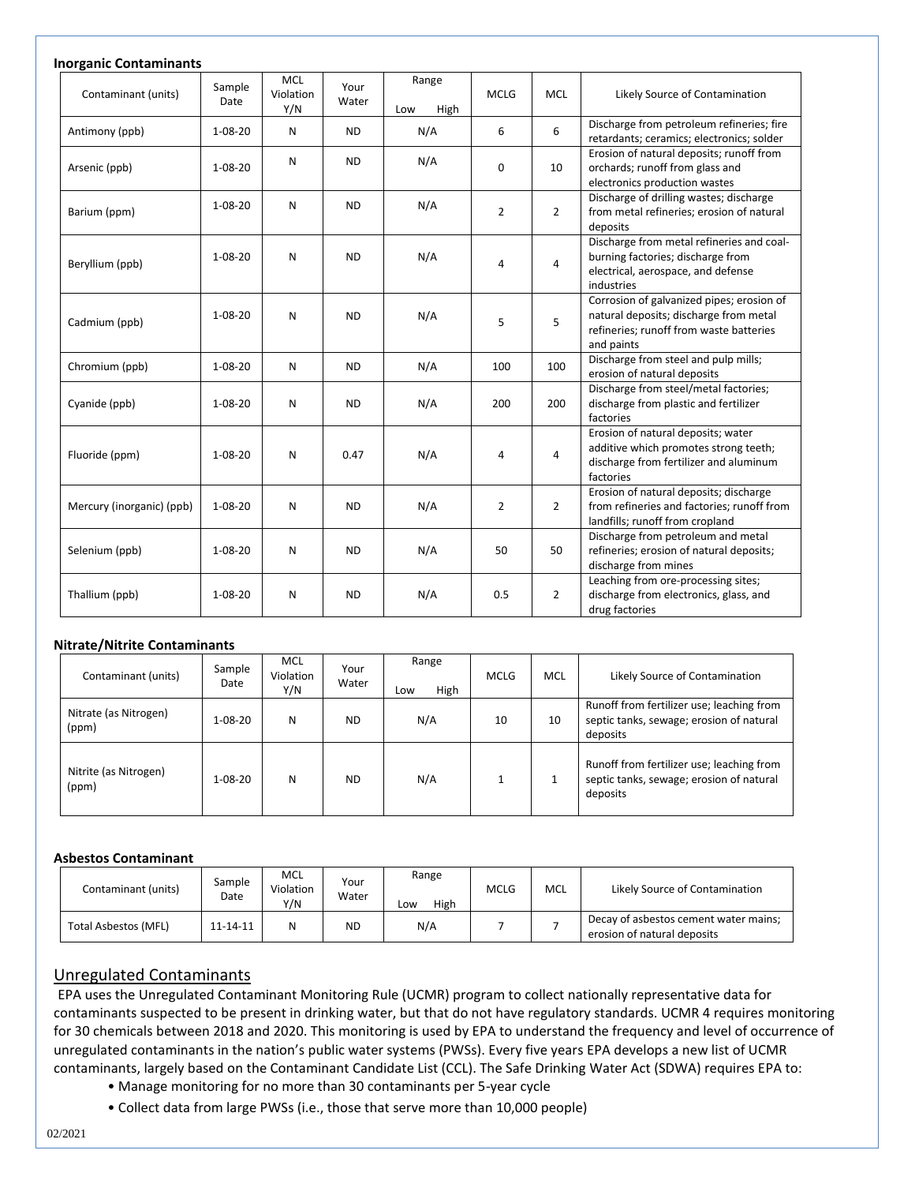**Inorganic Contaminants**

| Contaminant (units) | Sample Date | MCL Violation Y/N | Your Water | Range Low High | MCLG | MCL | Likely Source of Contamination |
|---|---|---|---|---|---|---|---|
| Antimony (ppb) | 1-08-20 | N | ND | N/A | 6 | 6 | Discharge from petroleum refineries; fire retardants; ceramics; electronics; solder |
| Arsenic (ppb) | 1-08-20 | N | ND | N/A | 0 | 10 | Erosion of natural deposits; runoff from orchards; runoff from glass and electronics production wastes |
| Barium (ppm) | 1-08-20 | N | ND | N/A | 2 | 2 | Discharge of drilling wastes; discharge from metal refineries; erosion of natural deposits |
| Beryllium (ppb) | 1-08-20 | N | ND | N/A | 4 | 4 | Discharge from metal refineries and coal-burning factories; discharge from electrical, aerospace, and defense industries |
| Cadmium (ppb) | 1-08-20 | N | ND | N/A | 5 | 5 | Corrosion of galvanized pipes; erosion of natural deposits; discharge from metal refineries; runoff from waste batteries and paints |
| Chromium (ppb) | 1-08-20 | N | ND | N/A | 100 | 100 | Discharge from steel and pulp mills; erosion of natural deposits |
| Cyanide (ppb) | 1-08-20 | N | ND | N/A | 200 | 200 | Discharge from steel/metal factories; discharge from plastic and fertilizer factories |
| Fluoride (ppm) | 1-08-20 | N | 0.47 | N/A | 4 | 4 | Erosion of natural deposits; water additive which promotes strong teeth; discharge from fertilizer and aluminum factories |
| Mercury (inorganic) (ppb) | 1-08-20 | N | ND | N/A | 2 | 2 | Erosion of natural deposits; discharge from refineries and factories; runoff from landfills; runoff from cropland |
| Selenium (ppb) | 1-08-20 | N | ND | N/A | 50 | 50 | Discharge from petroleum and metal refineries; erosion of natural deposits; discharge from mines |
| Thallium (ppb) | 1-08-20 | N | ND | N/A | 0.5 | 2 | Leaching from ore-processing sites; discharge from electronics, glass, and drug factories |

**Nitrate/Nitrite Contaminants**

| Contaminant (units) | Sample Date | MCL Violation Y/N | Your Water | Range Low High | MCLG | MCL | Likely Source of Contamination |
|---|---|---|---|---|---|---|---|
| Nitrate (as Nitrogen) (ppm) | 1-08-20 | N | ND | N/A | 10 | 10 | Runoff from fertilizer use; leaching from septic tanks, sewage; erosion of natural deposits |
| Nitrite (as Nitrogen) (ppm) | 1-08-20 | N | ND | N/A | 1 | 1 | Runoff from fertilizer use; leaching from septic tanks, sewage; erosion of natural deposits |

**Asbestos Contaminant**

| Contaminant (units) | Sample Date | MCL Violation Y/N | Your Water | Range Low High | MCLG | MCL | Likely Source of Contamination |
|---|---|---|---|---|---|---|---|
| Total Asbestos (MFL) | 11-14-11 | N | ND | N/A | 7 | 7 | Decay of asbestos cement water mains; erosion of natural deposits |

## Unregulated Contaminants

EPA uses the Unregulated Contaminant Monitoring Rule (UCMR) program to collect nationally representative data for contaminants suspected to be present in drinking water, but that do not have regulatory standards. UCMR 4 requires monitoring for 30 chemicals between 2018 and 2020. This monitoring is used by EPA to understand the frequency and level of occurrence of unregulated contaminants in the nation's public water systems (PWSs). Every five years EPA develops a new list of UCMR contaminants, largely based on the Contaminant Candidate List (CCL). The Safe Drinking Water Act (SDWA) requires EPA to:

- Manage monitoring for no more than 30 contaminants per 5-year cycle
- Collect data from large PWSs (i.e., those that serve more than 10,000 people)

02/2021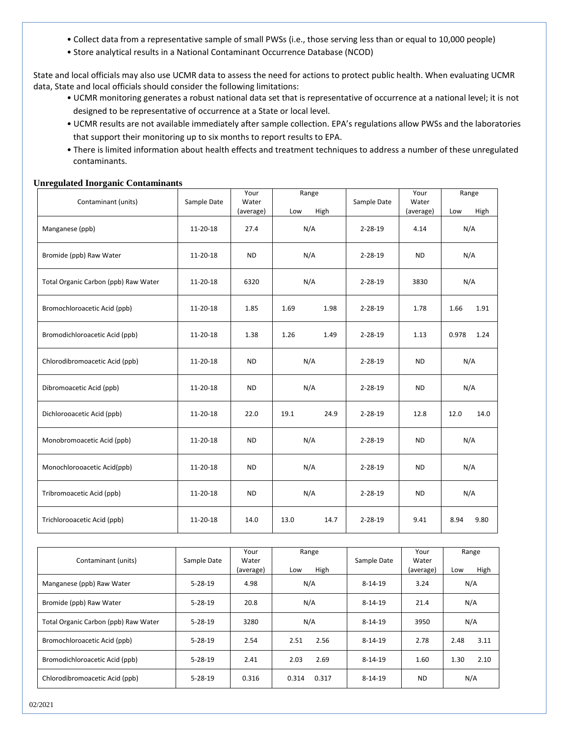- Collect data from a representative sample of small PWSs (i.e., those serving less than or equal to 10,000 people)
- Store analytical results in a National Contaminant Occurrence Database (NCOD)

State and local officials may also use UCMR data to assess the need for actions to protect public health. When evaluating UCMR data, State and local officials should consider the following limitations:

- UCMR monitoring generates a robust national data set that is representative of occurrence at a national level; it is not designed to be representative of occurrence at a State or local level.
- UCMR results are not available immediately after sample collection. EPA's regulations allow PWSs and the laboratories that support their monitoring up to six months to report results to EPA.
- There is limited information about health effects and treatment techniques to address a number of these unregulated contaminants.

**Unregulated Inorganic Contaminants**

| Contaminant (units) | Sample Date | Your Water (average) | Range | | Sample Date | Your Water (average) | Range | |
|---|---|---|---|---|---|---|---|---|
| | | | Low | High | | | Low | High |
| Manganese (ppb) | 11-20-18 | 27.4 | N/A | | 2-28-19 | 4.14 | N/A | |
| Bromide (ppb) Raw Water | 11-20-18 | ND | N/A | | 2-28-19 | ND | N/A | |
| Total Organic Carbon (ppb) Raw Water | 11-20-18 | 6320 | N/A | | 2-28-19 | 3830 | N/A | |
| Bromochloroacetic Acid (ppb) | 11-20-18 | 1.85 | 1.69 | 1.98 | 2-28-19 | 1.78 | 1.66 | 1.91 |
| Bromodichloroacetic Acid (ppb) | 11-20-18 | 1.38 | 1.26 | 1.49 | 2-28-19 | 1.13 | 0.978 | 1.24 |
| Chlorodibromoacetic Acid (ppb) | 11-20-18 | ND | N/A | | 2-28-19 | ND | N/A | |
| Dibromoacetic Acid (ppb) | 11-20-18 | ND | N/A | | 2-28-19 | ND | N/A | |
| Dichlorooacetic Acid (ppb) | 11-20-18 | 22.0 | 19.1 | 24.9 | 2-28-19 | 12.8 | 12.0 | 14.0 |
| Monobromoacetic Acid (ppb) | 11-20-18 | ND | N/A | | 2-28-19 | ND | N/A | |
| Monochlorooacetic Acid(ppb) | 11-20-18 | ND | N/A | | 2-28-19 | ND | N/A | |
| Tribromoacetic Acid (ppb) | 11-20-18 | ND | N/A | | 2-28-19 | ND | N/A | |
| Trichlorooacetic Acid (ppb) | 11-20-18 | 14.0 | 13.0 | 14.7 | 2-28-19 | 9.41 | 8.94 | 9.80 |

| Contaminant (units) | Sample Date | Your Water (average) | Range | | Sample Date | Your Water (average) | Range | |
|---|---|---|---|---|---|---|---|---|
| | | | Low | High | | | Low | High |
| Manganese (ppb) Raw Water | 5-28-19 | 4.98 | N/A | | 8-14-19 | 3.24 | N/A | |
| Bromide (ppb) Raw Water | 5-28-19 | 20.8 | N/A | | 8-14-19 | 21.4 | N/A | |
| Total Organic Carbon (ppb) Raw Water | 5-28-19 | 3280 | N/A | | 8-14-19 | 3950 | N/A | |
| Bromochloroacetic Acid (ppb) | 5-28-19 | 2.54 | 2.51 | 2.56 | 8-14-19 | 2.78 | 2.48 | 3.11 |
| Bromodichloroacetic Acid (ppb) | 5-28-19 | 2.41 | 2.03 | 2.69 | 8-14-19 | 1.60 | 1.30 | 2.10 |
| Chlorodibromoacetic Acid (ppb) | 5-28-19 | 0.316 | 0.314 | 0.317 | 8-14-19 | ND | N/A | |

02/2021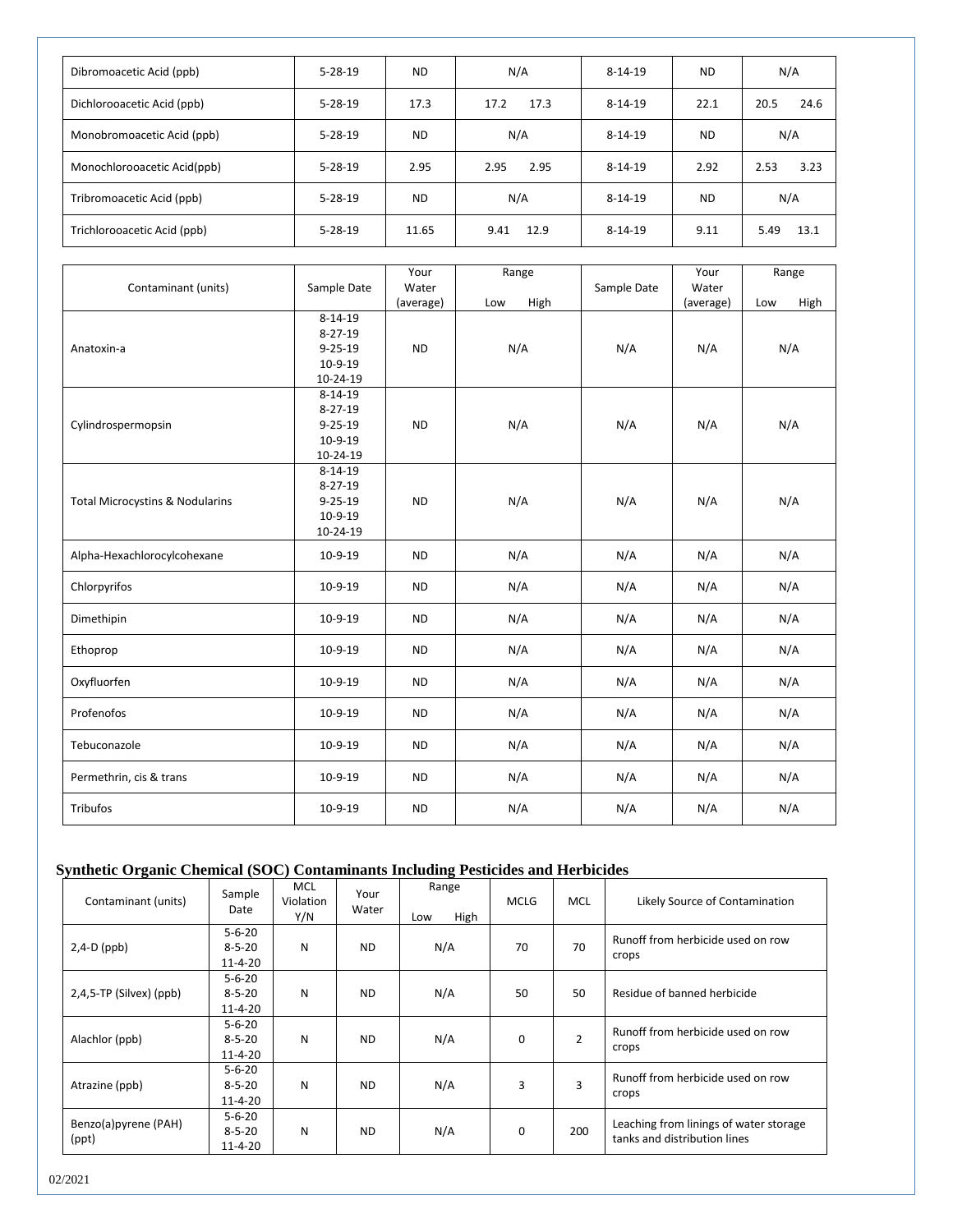| Dibromoacetic Acid (ppb) | 5-28-19 | ND | N/A | 8-14-19 | ND | N/A |
|---|---|---|---|---|---|---|
| Dichlorooacetic Acid (ppb) | 5-28-19 | 17.3 | 17.2 17.3 | 8-14-19 | 22.1 | 20.5 24.6 |
| Monobromoacetic Acid (ppb) | 5-28-19 | ND | N/A | 8-14-19 | ND | N/A |
| Monochlorooacetic Acid(ppb) | 5-28-19 | 2.95 | 2.95 2.95 | 8-14-19 | 2.92 | 2.53 3.23 |
| Tribromoacetic Acid (ppb) | 5-28-19 | ND | N/A | 8-14-19 | ND | N/A |
| Trichlorooacetic Acid (ppb) | 5-28-19 | 11.65 | 9.41 12.9 | 8-14-19 | 9.11 | 5.49 13.1 |

| Contaminant (units) | Sample Date | Your Water (average) | Range Low High | Sample Date | Your Water (average) | Range Low High |
|---|---|---|---|---|---|---|
| Anatoxin-a | 8-14-19 8-27-19 9-25-19 10-9-19 10-24-19 | ND | N/A | N/A | N/A | N/A |
| Cylindrospermopsin | 8-14-19 8-27-19 9-25-19 10-9-19 10-24-19 | ND | N/A | N/A | N/A | N/A |
| Total Microcystins & Nodularins | 8-14-19 8-27-19 9-25-19 10-9-19 10-24-19 | ND | N/A | N/A | N/A | N/A |
| Alpha-Hexachlorocylcohexane | 10-9-19 | ND | N/A | N/A | N/A | N/A |
| Chlorpyrifos | 10-9-19 | ND | N/A | N/A | N/A | N/A |
| Dimethipin | 10-9-19 | ND | N/A | N/A | N/A | N/A |
| Ethoprop | 10-9-19 | ND | N/A | N/A | N/A | N/A |
| Oxyfluorfen | 10-9-19 | ND | N/A | N/A | N/A | N/A |
| Profenofos | 10-9-19 | ND | N/A | N/A | N/A | N/A |
| Tebuconazole | 10-9-19 | ND | N/A | N/A | N/A | N/A |
| Permethrin, cis & trans | 10-9-19 | ND | N/A | N/A | N/A | N/A |
| Tribufos | 10-9-19 | ND | N/A | N/A | N/A | N/A |

## Synthetic Organic Chemical (SOC) Contaminants Including Pesticides and Herbicides

| Contaminant (units) | Sample Date | MCL Violation Y/N | Your Water | Range Low High | MCLG | MCL | Likely Source of Contamination |
|---|---|---|---|---|---|---|---|
| 2,4-D (ppb) | 5-6-20 8-5-20 11-4-20 | N | ND | N/A | 70 | 70 | Runoff from herbicide used on row crops |
| 2,4,5-TP (Silvex) (ppb) | 5-6-20 8-5-20 11-4-20 | N | ND | N/A | 50 | 50 | Residue of banned herbicide |
| Alachlor (ppb) | 5-6-20 8-5-20 11-4-20 | N | ND | N/A | 0 | 2 | Runoff from herbicide used on row crops |
| Atrazine (ppb) | 5-6-20 8-5-20 11-4-20 | N | ND | N/A | 3 | 3 | Runoff from herbicide used on row crops |
| Benzo(a)pyrene (PAH) (ppt) | 5-6-20 8-5-20 11-4-20 | N | ND | N/A | 0 | 200 | Leaching from linings of water storage tanks and distribution lines |

02/2021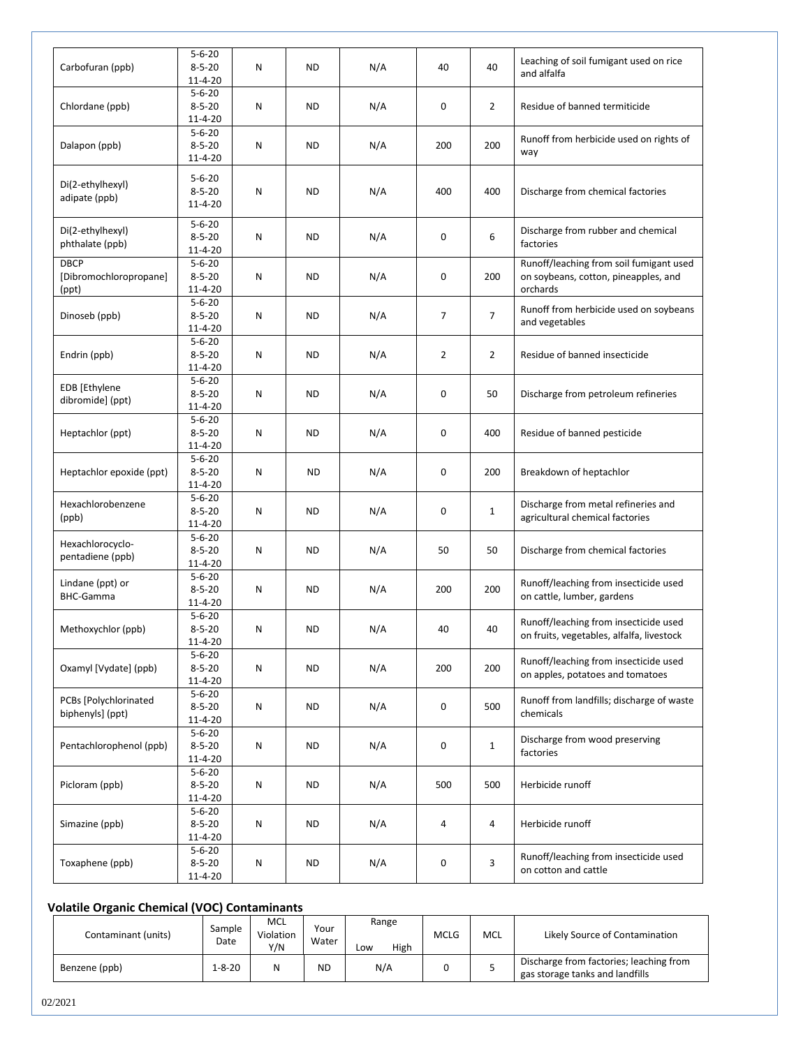| Carbofuran (ppb) | 5-6-20<br>8-5-20<br>11-4-20 | N | ND | N/A | 40 | 40 | Leaching of soil fumigant used on rice and alfalfa |
|---|---|---|---|---|---|---|---|
| Chlordane (ppb) | 5-6-20<br>8-5-20<br>11-4-20 | N | ND | N/A | 0 | 2 | Residue of banned termiticide |
| Dalapon (ppb) | 5-6-20<br>8-5-20<br>11-4-20 | N | ND | N/A | 200 | 200 | Runoff from herbicide used on rights of way |
| Di(2-ethylhexyl) adipate (ppb) | 5-6-20<br>8-5-20<br>11-4-20 | N | ND | N/A | 400 | 400 | Discharge from chemical factories |
| Di(2-ethylhexyl) phthalate (ppb) | 5-6-20<br>8-5-20<br>11-4-20 | N | ND | N/A | 0 | 6 | Discharge from rubber and chemical factories |
| DBCP [Dibromochloropropane] (ppt) | 5-6-20<br>8-5-20<br>11-4-20 | N | ND | N/A | 0 | 200 | Runoff/leaching from soil fumigant used on soybeans, cotton, pineapples, and orchards |
| Dinoseb (ppb) | 5-6-20<br>8-5-20<br>11-4-20 | N | ND | N/A | 7 | 7 | Runoff from herbicide used on soybeans and vegetables |
| Endrin (ppb) | 5-6-20<br>8-5-20<br>11-4-20 | N | ND | N/A | 2 | 2 | Residue of banned insecticide |
| EDB [Ethylene dibromide] (ppt) | 5-6-20<br>8-5-20<br>11-4-20 | N | ND | N/A | 0 | 50 | Discharge from petroleum refineries |
| Heptachlor (ppt) | 5-6-20<br>8-5-20<br>11-4-20 | N | ND | N/A | 0 | 400 | Residue of banned pesticide |
| Heptachlor epoxide (ppt) | 5-6-20<br>8-5-20<br>11-4-20 | N | ND | N/A | 0 | 200 | Breakdown of heptachlor |
| Hexachlorobenzene (ppb) | 5-6-20<br>8-5-20<br>11-4-20 | N | ND | N/A | 0 | 1 | Discharge from metal refineries and agricultural chemical factories |
| Hexachlorocyclo-pentadiene (ppb) | 5-6-20<br>8-5-20<br>11-4-20 | N | ND | N/A | 50 | 50 | Discharge from chemical factories |
| Lindane (ppt) or BHC-Gamma | 5-6-20<br>8-5-20<br>11-4-20 | N | ND | N/A | 200 | 200 | Runoff/leaching from insecticide used on cattle, lumber, gardens |
| Methoxychlor (ppb) | 5-6-20<br>8-5-20<br>11-4-20 | N | ND | N/A | 40 | 40 | Runoff/leaching from insecticide used on fruits, vegetables, alfalfa, livestock |
| Oxamyl [Vydate] (ppb) | 5-6-20<br>8-5-20<br>11-4-20 | N | ND | N/A | 200 | 200 | Runoff/leaching from insecticide used on apples, potatoes and tomatoes |
| PCBs [Polychlorinated biphenyls] (ppt) | 5-6-20<br>8-5-20<br>11-4-20 | N | ND | N/A | 0 | 500 | Runoff from landfills; discharge of waste chemicals |
| Pentachlorophenol (ppb) | 5-6-20<br>8-5-20<br>11-4-20 | N | ND | N/A | 0 | 1 | Discharge from wood preserving factories |
| Picloram (ppb) | 5-6-20<br>8-5-20<br>11-4-20 | N | ND | N/A | 500 | 500 | Herbicide runoff |
| Simazine (ppb) | 5-6-20<br>8-5-20<br>11-4-20 | N | ND | N/A | 4 | 4 | Herbicide runoff |
| Toxaphene (ppb) | 5-6-20<br>8-5-20<br>11-4-20 | N | ND | N/A | 0 | 3 | Runoff/leaching from insecticide used on cotton and cattle |

### Volatile Organic Chemical (VOC) Contaminants

| Contaminant (units) | Sample Date | MCL Violation Y/N | Your Water | Range Low High | MCLG | MCL | Likely Source of Contamination |
|---|---|---|---|---|---|---|---|
| Benzene (ppb) | 1-8-20 | N | ND | N/A | 0 | 5 | Discharge from factories; leaching from gas storage tanks and landfills |

02/2021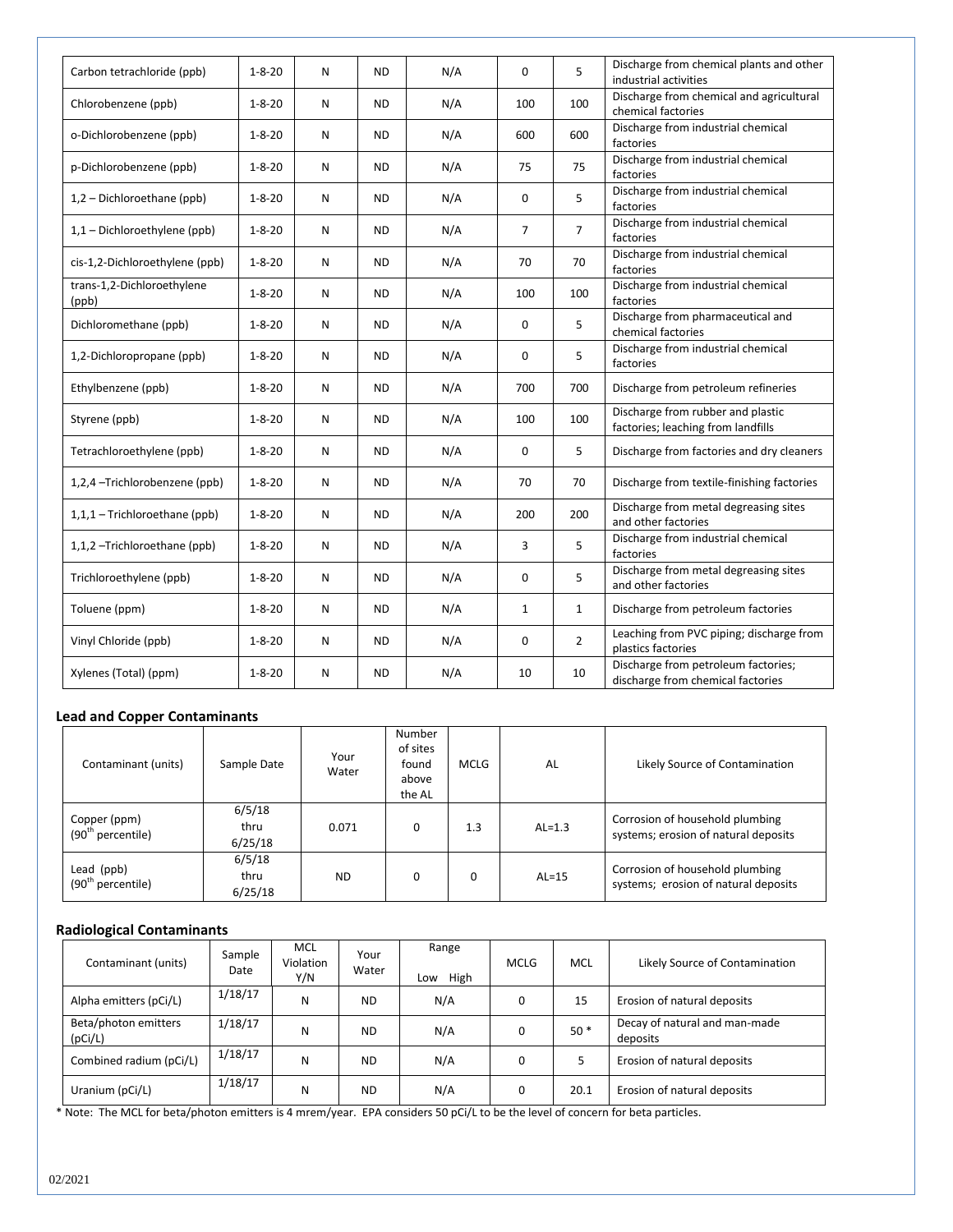| Carbon tetrachloride (ppb) | 1-8-20 | N | ND | N/A | 0 | 5 | Discharge from chemical plants and other industrial activities |
|---|---|---|---|---|---|---|---|
| Chlorobenzene (ppb) | 1-8-20 | N | ND | N/A | 100 | 100 | Discharge from chemical and agricultural chemical factories |
| o-Dichlorobenzene (ppb) | 1-8-20 | N | ND | N/A | 600 | 600 | Discharge from industrial chemical factories |
| p-Dichlorobenzene (ppb) | 1-8-20 | N | ND | N/A | 75 | 75 | Discharge from industrial chemical factories |
| 1,2 – Dichloroethane (ppb) | 1-8-20 | N | ND | N/A | 0 | 5 | Discharge from industrial chemical factories |
| 1,1 – Dichloroethylene (ppb) | 1-8-20 | N | ND | N/A | 7 | 7 | Discharge from industrial chemical factories |
| cis-1,2-Dichloroethylene (ppb) | 1-8-20 | N | ND | N/A | 70 | 70 | Discharge from industrial chemical factories |
| trans-1,2-Dichloroethylene (ppb) | 1-8-20 | N | ND | N/A | 100 | 100 | Discharge from industrial chemical factories |
| Dichloromethane (ppb) | 1-8-20 | N | ND | N/A | 0 | 5 | Discharge from pharmaceutical and chemical factories |
| 1,2-Dichloropropane (ppb) | 1-8-20 | N | ND | N/A | 0 | 5 | Discharge from industrial chemical factories |
| Ethylbenzene (ppb) | 1-8-20 | N | ND | N/A | 700 | 700 | Discharge from petroleum refineries |
| Styrene (ppb) | 1-8-20 | N | ND | N/A | 100 | 100 | Discharge from rubber and plastic factories; leaching from landfills |
| Tetrachloroethylene (ppb) | 1-8-20 | N | ND | N/A | 0 | 5 | Discharge from factories and dry cleaners |
| 1,2,4 –Trichlorobenzene (ppb) | 1-8-20 | N | ND | N/A | 70 | 70 | Discharge from textile-finishing factories |
| 1,1,1 – Trichloroethane (ppb) | 1-8-20 | N | ND | N/A | 200 | 200 | Discharge from metal degreasing sites and other factories |
| 1,1,2 –Trichloroethane (ppb) | 1-8-20 | N | ND | N/A | 3 | 5 | Discharge from industrial chemical factories |
| Trichloroethylene (ppb) | 1-8-20 | N | ND | N/A | 0 | 5 | Discharge from metal degreasing sites and other factories |
| Toluene (ppm) | 1-8-20 | N | ND | N/A | 1 | 1 | Discharge from petroleum factories |
| Vinyl Chloride (ppb) | 1-8-20 | N | ND | N/A | 0 | 2 | Leaching from PVC piping; discharge from plastics factories |
| Xylenes (Total) (ppm) | 1-8-20 | N | ND | N/A | 10 | 10 | Discharge from petroleum factories; discharge from chemical factories |

### Lead and Copper Contaminants

| Contaminant (units) | Sample Date | Your Water | Number of sites found above the AL | MCLG | AL | Likely Source of Contamination |
|---|---|---|---|---|---|---|
| Copper (ppm) (90th percentile) | 6/5/18 thru 6/25/18 | 0.071 | 0 | 1.3 | AL=1.3 | Corrosion of household plumbing systems; erosion of natural deposits |
| Lead (ppb) (90th percentile) | 6/5/18 thru 6/25/18 | ND | 0 | 0 | AL=15 | Corrosion of household plumbing systems; erosion of natural deposits |

### Radiological Contaminants

| Contaminant (units) | Sample Date | MCL Violation Y/N | Your Water | Range Low High | MCLG | MCL | Likely Source of Contamination |
|---|---|---|---|---|---|---|---|
| Alpha emitters (pCi/L) | 1/18/17 | N | ND | N/A | 0 | 15 | Erosion of natural deposits |
| Beta/photon emitters (pCi/L) | 1/18/17 | N | ND | N/A | 0 | 50 * | Decay of natural and man-made deposits |
| Combined radium (pCi/L) | 1/18/17 | N | ND | N/A | 0 | 5 | Erosion of natural deposits |
| Uranium (pCi/L) | 1/18/17 | N | ND | N/A | 0 | 20.1 | Erosion of natural deposits |

* Note: The MCL for beta/photon emitters is 4 mrem/year. EPA considers 50 pCi/L to be the level of concern for beta particles.

02/2021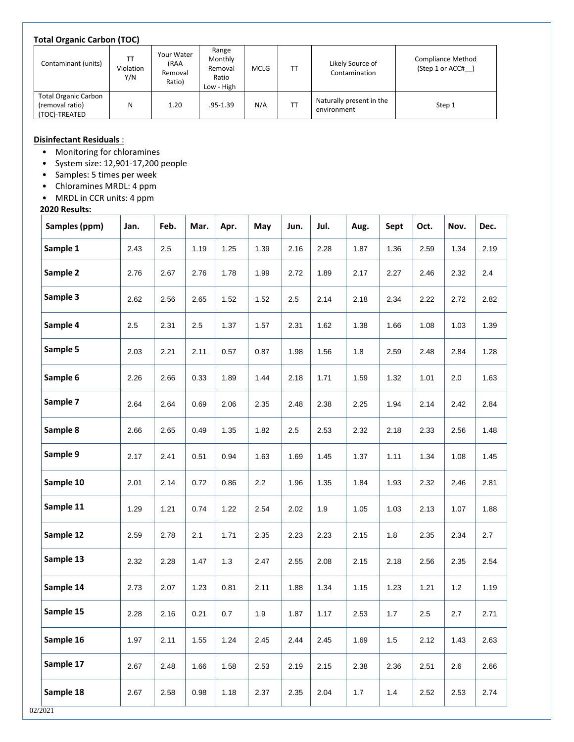**Total Organic Carbon (TOC)**

| Contaminant (units) | TT Violation Y/N | Your Water (RAA Removal Ratio) | Range Monthly Removal Ratio Low - High | MCLG | TT | Likely Source of Contamination | Compliance Method (Step 1 or ACC#__) |
|---|---|---|---|---|---|---|---|
| Total Organic Carbon (removal ratio) (TOC)-TREATED | N | 1.20 | .95-1.39 | N/A | TT | Naturally present in the environment | Step 1 |

**Disinfectant Residuals** :

- Monitoring for chloramines
- System size: 12,901-17,200 people
- Samples: 5 times per week
- Chloramines MRDL: 4 ppm
- MRDL in CCR units: 4 ppm

**2020 Results:**

| Samples (ppm) | Jan. | Feb. | Mar. | Apr. | May | Jun. | Jul. | Aug. | Sept | Oct. | Nov. | Dec. |
|---|---|---|---|---|---|---|---|---|---|---|---|---|
| **Sample 1** | 2.43 | 2.5 | 1.19 | 1.25 | 1.39 | 2.16 | 2.28 | 1.87 | 1.36 | 2.59 | 1.34 | 2.19 |
| **Sample 2** | 2.76 | 2.67 | 2.76 | 1.78 | 1.99 | 2.72 | 1.89 | 2.17 | 2.27 | 2.46 | 2.32 | 2.4 |
| **Sample 3** | 2.62 | 2.56 | 2.65 | 1.52 | 1.52 | 2.5 | 2.14 | 2.18 | 2.34 | 2.22 | 2.72 | 2.82 |
| **Sample 4** | 2.5 | 2.31 | 2.5 | 1.37 | 1.57 | 2.31 | 1.62 | 1.38 | 1.66 | 1.08 | 1.03 | 1.39 |
| **Sample 5** | 2.03 | 2.21 | 2.11 | 0.57 | 0.87 | 1.98 | 1.56 | 1.8 | 2.59 | 2.48 | 2.84 | 1.28 |
| **Sample 6** | 2.26 | 2.66 | 0.33 | 1.89 | 1.44 | 2.18 | 1.71 | 1.59 | 1.32 | 1.01 | 2.0 | 1.63 |
| **Sample 7** | 2.64 | 2.64 | 0.69 | 2.06 | 2.35 | 2.48 | 2.38 | 2.25 | 1.94 | 2.14 | 2.42 | 2.84 |
| **Sample 8** | 2.66 | 2.65 | 0.49 | 1.35 | 1.82 | 2.5 | 2.53 | 2.32 | 2.18 | 2.33 | 2.56 | 1.48 |
| **Sample 9** | 2.17 | 2.41 | 0.51 | 0.94 | 1.63 | 1.69 | 1.45 | 1.37 | 1.11 | 1.34 | 1.08 | 1.45 |
| **Sample 10** | 2.01 | 2.14 | 0.72 | 0.86 | 2.2 | 1.96 | 1.35 | 1.84 | 1.93 | 2.32 | 2.46 | 2.81 |
| **Sample 11** | 1.29 | 1.21 | 0.74 | 1.22 | 2.54 | 2.02 | 1.9 | 1.05 | 1.03 | 2.13 | 1.07 | 1.88 |
| **Sample 12** | 2.59 | 2.78 | 2.1 | 1.71 | 2.35 | 2.23 | 2.23 | 2.15 | 1.8 | 2.35 | 2.34 | 2.7 |
| **Sample 13** | 2.32 | 2.28 | 1.47 | 1.3 | 2.47 | 2.55 | 2.08 | 2.15 | 2.18 | 2.56 | 2.35 | 2.54 |
| **Sample 14** | 2.73 | 2.07 | 1.23 | 0.81 | 2.11 | 1.88 | 1.34 | 1.15 | 1.23 | 1.21 | 1.2 | 1.19 |
| **Sample 15** | 2.28 | 2.16 | 0.21 | 0.7 | 1.9 | 1.87 | 1.17 | 2.53 | 1.7 | 2.5 | 2.7 | 2.71 |
| **Sample 16** | 1.97 | 2.11 | 1.55 | 1.24 | 2.45 | 2.44 | 2.45 | 1.69 | 1.5 | 2.12 | 1.43 | 2.63 |
| **Sample 17** | 2.67 | 2.48 | 1.66 | 1.58 | 2.53 | 2.19 | 2.15 | 2.38 | 2.36 | 2.51 | 2.6 | 2.66 |
| **Sample 18** | 2.67 | 2.58 | 0.98 | 1.18 | 2.37 | 2.35 | 2.04 | 1.7 | 1.4 | 2.52 | 2.53 | 2.74 |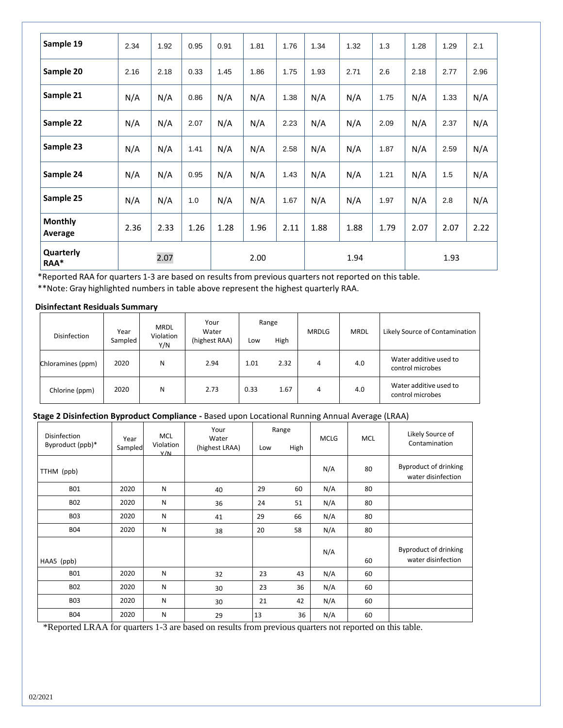| | | | | | | | | | | | | |
|---|---|---|---|---|---|---|---|---|---|---|---|---|
| **Sample 19** | 2.34 | 1.92 | 0.95 | 0.91 | 1.81 | 1.76 | 1.34 | 1.32 | 1.3 | 1.28 | 1.29 | 2.1 |
| **Sample 20** | 2.16 | 2.18 | 0.33 | 1.45 | 1.86 | 1.75 | 1.93 | 2.71 | 2.6 | 2.18 | 2.77 | 2.96 |
| **Sample 21** | N/A | N/A | 0.86 | N/A | N/A | 1.38 | N/A | N/A | 1.75 | N/A | 1.33 | N/A |
| **Sample 22** | N/A | N/A | 2.07 | N/A | N/A | 2.23 | N/A | N/A | 2.09 | N/A | 2.37 | N/A |
| **Sample 23** | N/A | N/A | 1.41 | N/A | N/A | 2.58 | N/A | N/A | 1.87 | N/A | 2.59 | N/A |
| **Sample 24** | N/A | N/A | 0.95 | N/A | N/A | 1.43 | N/A | N/A | 1.21 | N/A | 1.5 | N/A |
| **Sample 25** | N/A | N/A | 1.0 | N/A | N/A | 1.67 | N/A | N/A | 1.97 | N/A | 2.8 | N/A |
| **Monthly Average** | 2.36 | 2.33 | 1.26 | 1.28 | 1.96 | 2.11 | 1.88 | 1.88 | 1.79 | 2.07 | 2.07 | 2.22 |
| **Quarterly RAA*** | 2.07 | | | 2.00 | | | 1.94 | | | 1.93 | | |

*Reported RAA for quarters 1-3 are based on results from previous quarters not reported on this table.

**Note: Gray highlighted numbers in table above represent the highest quarterly RAA.

**Disinfectant Residuals Summary**

| Disinfection | Year Sampled | MRDL Violation Y/N | Your Water (highest RAA) | Range Low | Range High | MRDLG | MRDL | Likely Source of Contamination |
|---|---|---|---|---|---|---|---|---|
| Chloramines (ppm) | 2020 | N | 2.94 | 1.01 | 2.32 | 4 | 4.0 | Water additive used to control microbes |
| Chlorine (ppm) | 2020 | N | 2.73 | 0.33 | 1.67 | 4 | 4.0 | Water additive used to control microbes |

**Stage 2 Disinfection Byproduct Compliance -** Based upon Locational Running Annual Average (LRAA)

| Disinfection Byproduct (ppb)* | Year Sampled | MCL Violation Y/N | Your Water (highest LRAA) | Range Low | Range High | MCLG | MCL | Likely Source of Contamination |
|---|---|---|---|---|---|---|---|---|
| TTHM (ppb) | | | | | | N/A | 80 | Byproduct of drinking water disinfection |
| B01 | 2020 | N | 40 | 29 | 60 | N/A | 80 | |
| B02 | 2020 | N | 36 | 24 | 51 | N/A | 80 | |
| B03 | 2020 | N | 41 | 29 | 66 | N/A | 80 | |
| B04 | 2020 | N | 38 | 20 | 58 | N/A | 80 | |
| HAA5 (ppb) | | | | | | N/A | 60 | Byproduct of drinking water disinfection |
| B01 | 2020 | N | 32 | 23 | 43 | N/A | 60 | |
| B02 | 2020 | N | 30 | 23 | 36 | N/A | 60 | |
| B03 | 2020 | N | 30 | 21 | 42 | N/A | 60 | |
| B04 | 2020 | N | 29 | 13 | 36 | N/A | 60 | |

*Reported LRAA for quarters 1-3 are based on results from previous quarters not reported on this table.

02/2021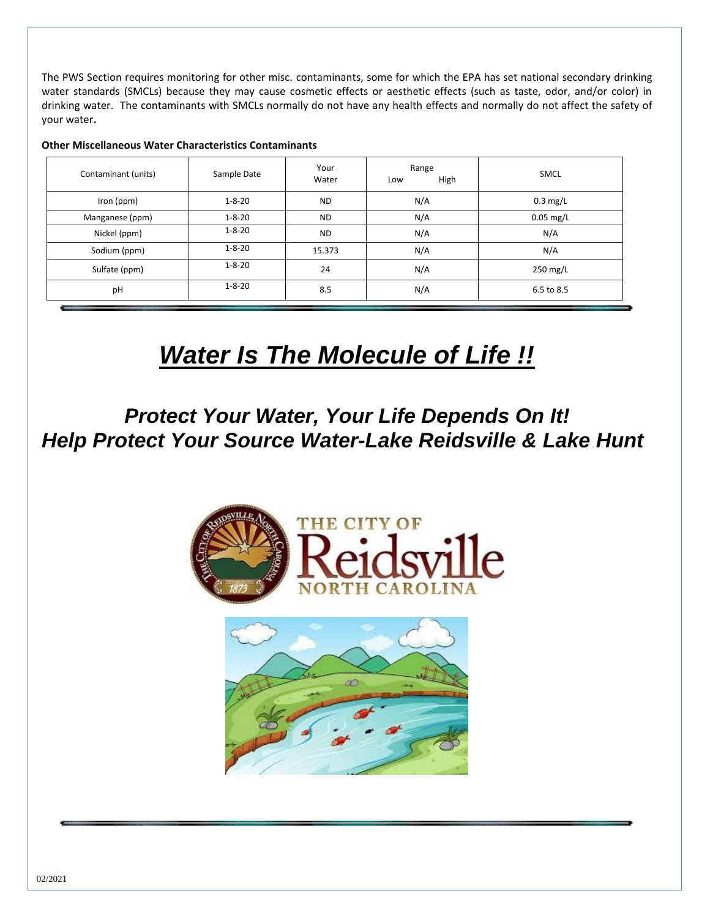The PWS Section requires monitoring for other misc. contaminants, some for which the EPA has set national secondary drinking water standards (SMCLs) because they may cause cosmetic effects or aesthetic effects (such as taste, odor, and/or color) in drinking water. The contaminants with SMCLs normally do not have any health effects and normally do not affect the safety of your water**.**

**Other Miscellaneous Water Characteristics Contaminants**

| Contaminant (units) | Sample Date | Your Water | Range Low High | SMCL |
|---|---|---|---|---|
| Iron (ppm) | 1-8-20 | ND | N/A | 0.3 mg/L |
| Manganese (ppm) | 1-8-20 | ND | N/A | 0.05 mg/L |
| Nickel (ppm) | 1-8-20 | ND | N/A | N/A |
| Sodium (ppm) | 1-8-20 | 15.373 | N/A | N/A |
| Sulfate (ppm) | 1-8-20 | 24 | N/A | 250 mg/L |
| pH | 1-8-20 | 8.5 | N/A | 6.5 to 8.5 |

# ***Water Is The Molecule of Life !!***

## *Protect Your Water, Your Life Depends On It!*
## *Help Protect Your Source Water-Lake Reidsville & Lake Hunt*

THE CITY OF Reidsville NORTH CAROLINA

02/2021